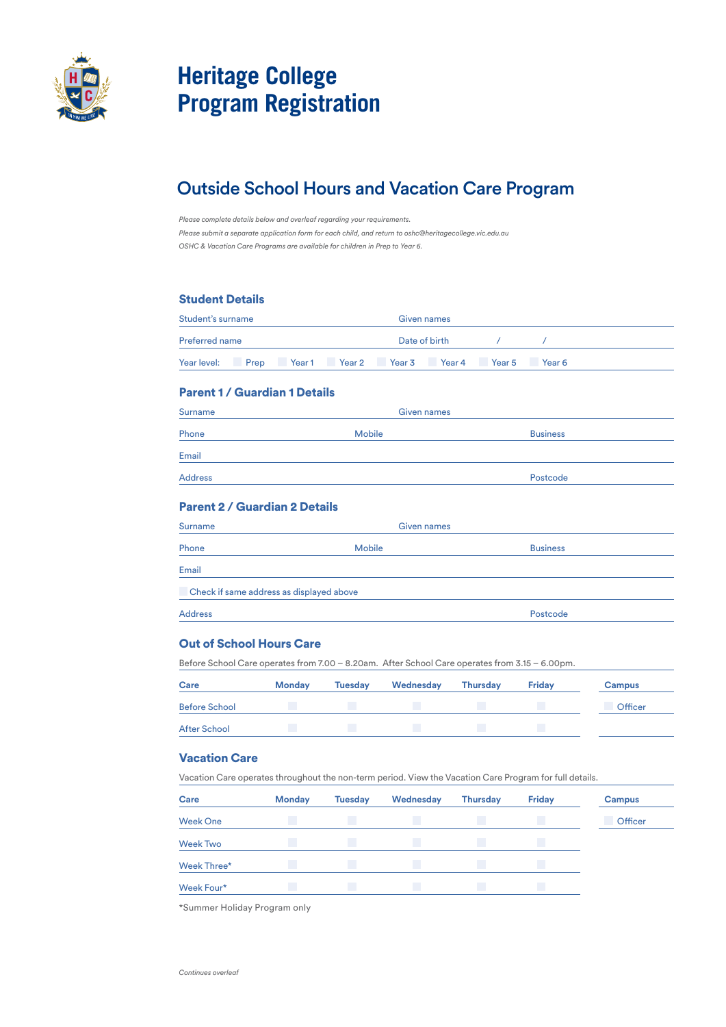# Heritage College
# Program Registration

## Outside School Hours and Vacation Care Program

*Please complete details below and overleaf regarding your requirements.*

*Please submit a separate application form for each child, and return to oshc@heritagecollege.vic.edu.au*

*OSHC & Vacation Care Programs are available for children in Prep to Year 6.*

### Student Details

Student's surname ______________________ Given names ______________________

Preferred name ______________________ Date of birth / /

Year level: ☐ Prep ☐ Year 1 ☐ Year 2 ☐ Year 3 ☐ Year 4 ☐ Year 5 ☐ Year 6

### Parent 1 / Guardian 1 Details

Surname ______________________ Given names ______________________

Phone ______________ Mobile ______________ Business ______________

Email ______________________

Address ______________________ Postcode ______________

### Parent 2 / Guardian 2 Details

Surname ______________________ Given names ______________________

Phone ______________ Mobile ______________ Business ______________

Email ______________________

☐ Check if same address as displayed above

Address ______________________ Postcode ______________

### Out of School Hours Care

Before School Care operates from 7.00 – 8.20am. After School Care operates from 3.15 – 6.00pm.

| Care | Monday | Tuesday | Wednesday | Thursday | Friday | Campus |
|---|---|---|---|---|---|---|
| Before School | ☐ | ☐ | ☐ | ☐ | ☐ | ☐ Officer |
| After School | ☐ | ☐ | ☐ | ☐ | ☐ | |

### Vacation Care

Vacation Care operates throughout the non-term period. View the Vacation Care Program for full details.

| Care | Monday | Tuesday | Wednesday | Thursday | Friday | Campus |
|---|---|---|---|---|---|---|
| Week One | ☐ | ☐ | ☐ | ☐ | ☐ | ☐ Officer |
| Week Two | ☐ | ☐ | ☐ | ☐ | ☐ | |
| Week Three* | ☐ | ☐ | ☐ | ☐ | ☐ | |
| Week Four* | ☐ | ☐ | ☐ | ☐ | ☐ | |

*Summer Holiday Program only

*Continues overleaf*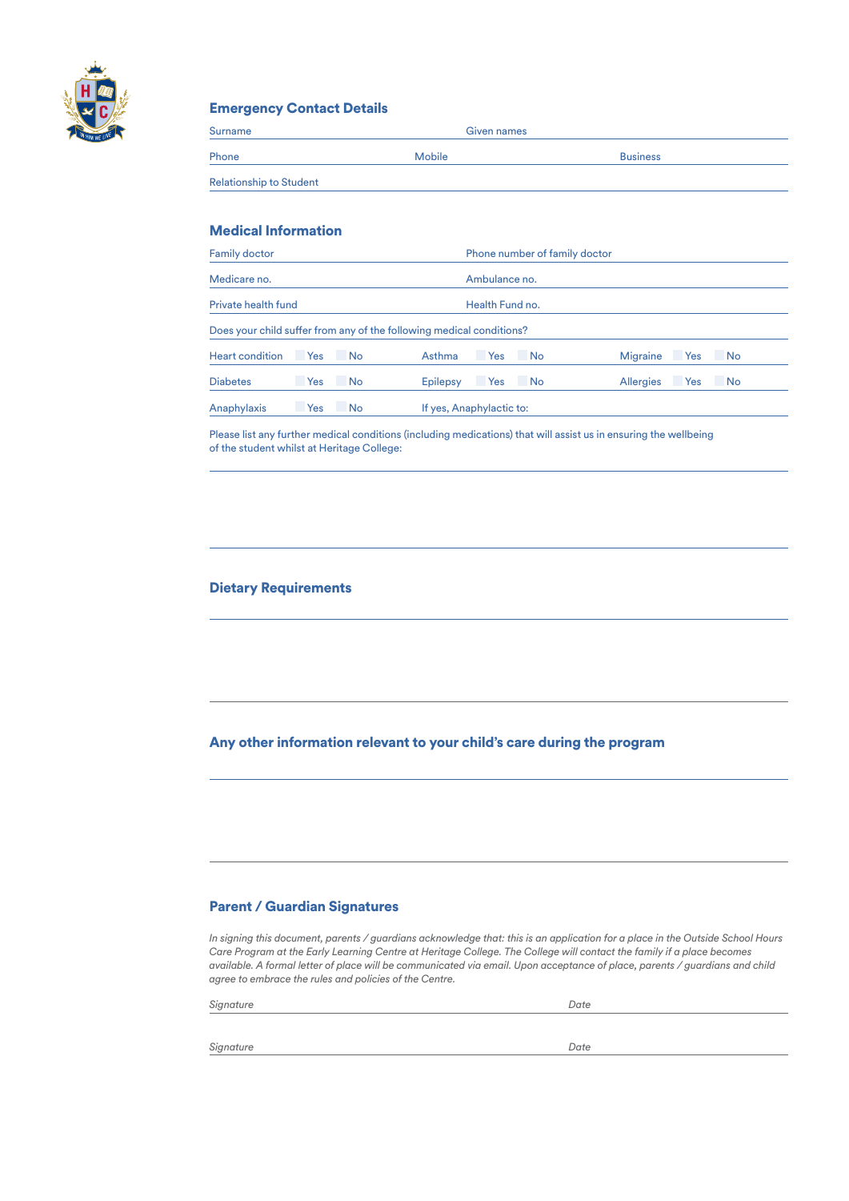## Emergency Contact Details

Surname Given names

Phone Mobile Business

Relationship to Student

## Medical Information

Family doctor Phone number of family doctor

Medicare no. Ambulance no.

Private health fund Health Fund no.

Does your child suffer from any of the following medical conditions?

| | | | |
|---|---|---|---|
| Heart condition ☐ Yes ☐ No | Asthma ☐ Yes ☐ No | Migraine ☐ Yes ☐ No |
| Diabetes ☐ Yes ☐ No | Epilepsy ☐ Yes ☐ No | Allergies ☐ Yes ☐ No |
| Anaphylaxis ☐ Yes ☐ No | If yes, Anaphylactic to: | |

Please list any further medical conditions (including medications) that will assist us in ensuring the wellbeing of the student whilst at Heritage College:

## Dietary Requirements

## Any other information relevant to your child's care during the program

## Parent / Guardian Signatures

*In signing this document, parents / guardians acknowledge that: this is an application for a place in the Outside School Hours Care Program at the Early Learning Centre at Heritage College. The College will contact the family if a place becomes available. A formal letter of place will be communicated via email. Upon acceptance of place, parents / guardians and child agree to embrace the rules and policies of the Centre.*

*Signature* *Date*

*Signature* *Date*